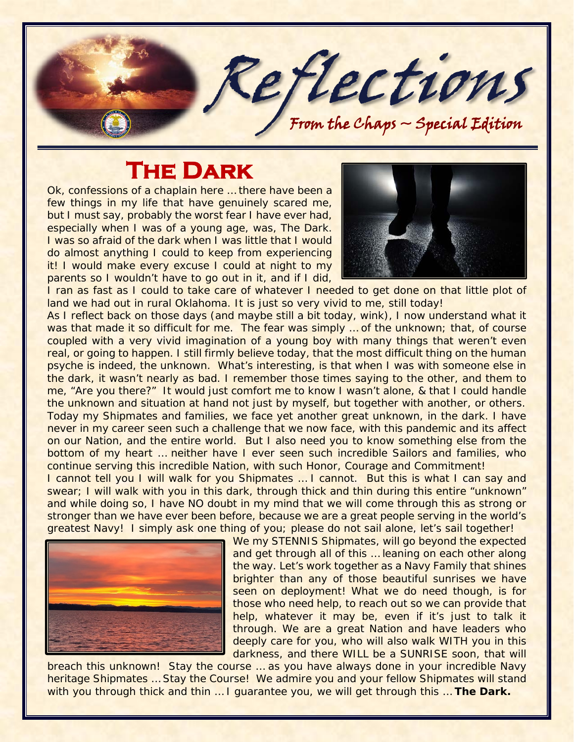# Reflections

*From the Chaps ~ Special Edition*

## The Dark

Ok, confessions of a chaplain here … there have been a few things in my life that have genuinely scared me, but I must say, probably the worst fear I have ever had, especially when I was of a young age, was, The Dark. I was so afraid of the dark when I was little that I would do almost anything I could to keep from experiencing it! I would make every excuse I could at night to my parents so I wouldn't have to go out in it, and if I did, I ran as fast as I could to take care of whatever I needed to get done on that little plot of land we had out in rural Oklahoma. It is just so very vivid to me, still today!

As I reflect back on those days (and maybe still a bit today, wink), I now understand what it was that made it so difficult for me. The fear was simply … of the unknown; that, of course coupled with a very vivid imagination of a young boy with many things that weren't even real, or going to happen. I still firmly believe today, that the most difficult thing on the human psyche is indeed, the unknown. What's interesting, is that when I was with someone else in the dark, it wasn't nearly as bad. I remember those times saying to the other, and them to me, "Are you there?" It would just comfort me to know I wasn't alone, & that I could handle the unknown and situation at hand not just by myself, but together with another, or others.

Today my Shipmates and families, we face yet another great unknown, in the dark. I have never in my career seen such a challenge that we now face, with this pandemic and its affect on our Nation, and the entire world. But I also need you to know something else from the bottom of my heart … neither have I ever seen such incredible Sailors and families, who continue serving this incredible Nation, with such Honor, Courage and Commitment!

I cannot tell you I will walk for you Shipmates … I cannot. But this is what I can say and swear; I will walk with you in this dark, through thick and thin during this entire "unknown" and while doing so, I have NO doubt in my mind that we will come through this as strong or stronger than we have ever been before, because we are a great people serving in the world's greatest Navy! I simply ask one thing of you; please do not sail alone, let's sail together!

We my STENNIS Shipmates, will go beyond the expected and get through all of this … leaning on each other along the way. Let's work together as a Navy Family that shines brighter than any of those beautiful sunrises we have seen on deployment! What we do need though, is for those who need help, to reach out so we can provide that help, whatever it may be, even if it's just to talk it through. We are a great Nation and have leaders who deeply care for you, who will also walk WITH you in this darkness, and there WILL be a SUNRISE soon, that will breach this unknown! Stay the course … as you have always done in your incredible Navy heritage Shipmates … Stay the Course! We admire you and your fellow Shipmates will stand with you through thick and thin … I guarantee you, we will get through this … **The Dark.**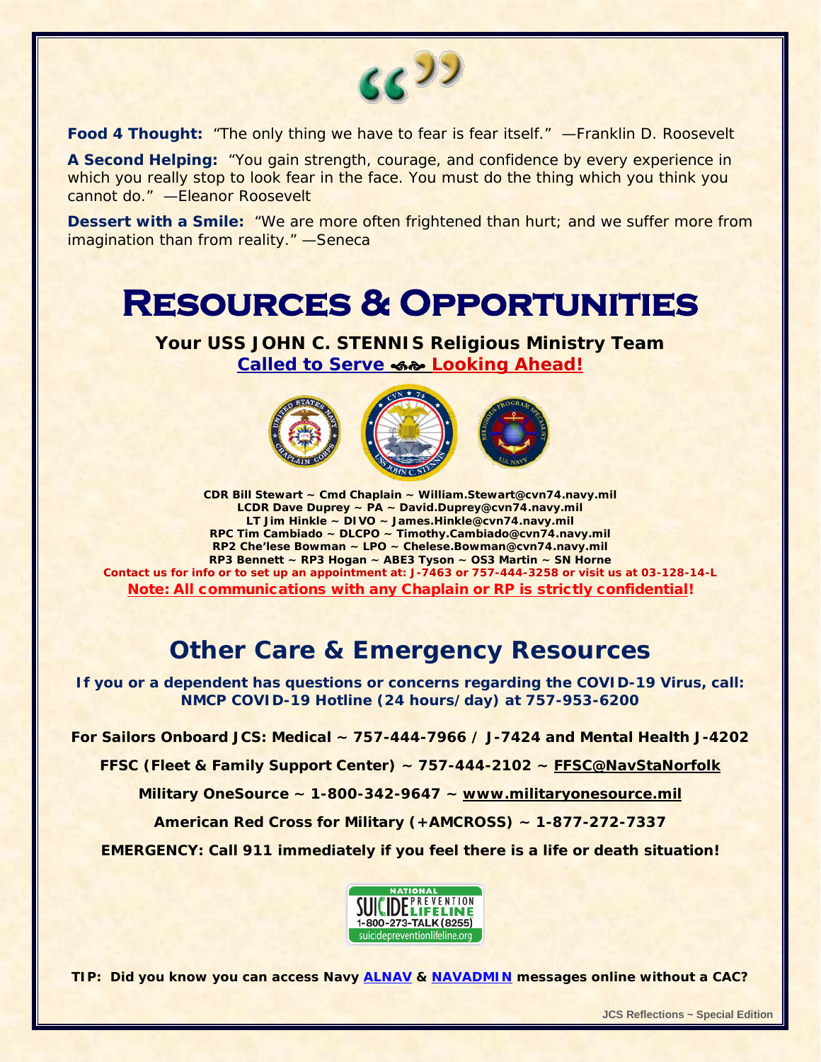**Food 4 Thought:** "The only thing we have to fear is fear itself." —Franklin D. Roosevelt

**A Second Helping:** "You gain strength, courage, and confidence by every experience in which you really stop to look fear in the face. You must do the thing which you think you cannot do." —Eleanor Roosevelt

**Dessert with a Smile:** "We are more often frightened than hurt; and we suffer more from imagination than from reality." —Seneca

# Resources & Opportunities

**Your USS JOHN C. STENNIS Religious Ministry Team**

**Called to Serve ~ Looking Ahead!**

**CDR Bill Stewart ~ Cmd Chaplain ~ William.Stewart@cvn74.navy.mil**
**LCDR Dave Duprey ~ PA ~ David.Duprey@cvn74.navy.mil**
**LT Jim Hinkle ~ DIVO ~ James.Hinkle@cvn74.navy.mil**
**RPC Tim Cambiado ~ DLCPO ~ Timothy.Cambiado@cvn74.navy.mil**
**RP2 Che'lese Bowman ~ LPO ~ Chelese.Bowman@cvn74.navy.mil**
**RP3 Bennett ~ RP3 Hogan ~ ABE3 Tyson ~ OS3 Martin ~ SN Horne**

**Contact us for info or to set up an appointment at: J-7463 or 757-444-3258 or visit us at 03-128-14-L**

**Note: All communications with any Chaplain or RP is strictly confidential!**

## Other Care & Emergency Resources

**If you or a dependent has questions or concerns regarding the COVID-19 Virus, call: NMCP COVID-19 Hotline (24 hours/day) at 757-953-6200**

**For Sailors Onboard JCS: Medical ~ 757-444-7966 / J-7424 and Mental Health J-4202**

**FFSC (Fleet & Family Support Center) ~ 757-444-2102 ~ FFSC@NavStaNorfolk**

**Military OneSource ~ 1-800-342-9647 ~ www.militaryonesource.mil**

**American Red Cross for Military (+AMCROSS) ~ 1-877-272-7337**

**EMERGENCY: Call 911 immediately if you feel there is a life or death situation!**

NATIONAL SUICIDE PREVENTION LIFELINE
1-800-273-TALK (8255)
suicidepreventionlifeline.org

**TIP: Did you know you can access Navy ALNAV & NAVADMIN messages online without a CAC?**